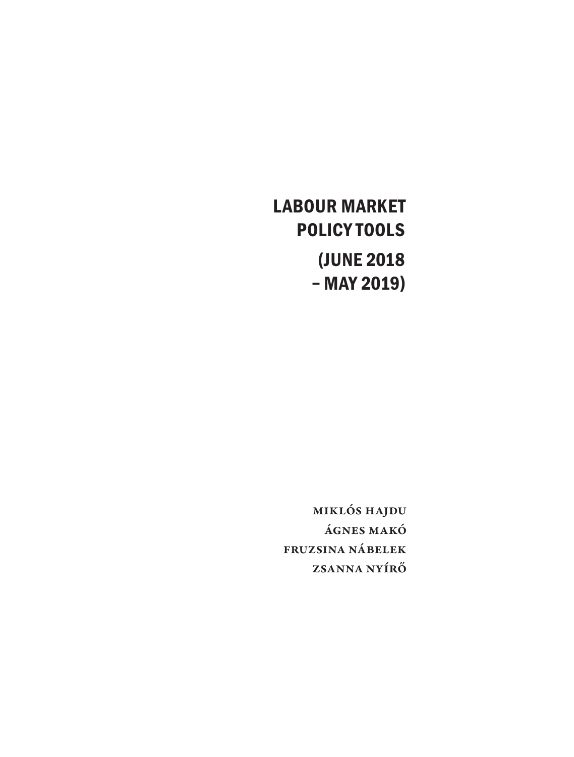# LABOUR MARKET POLICY TOOLS (JUNE 2018 – MAY 2019)

MIKLÓS HAJDU
ÁGNES MAKÓ
FRUZSINA NÁBELEK
ZSANNA NYÍRŐ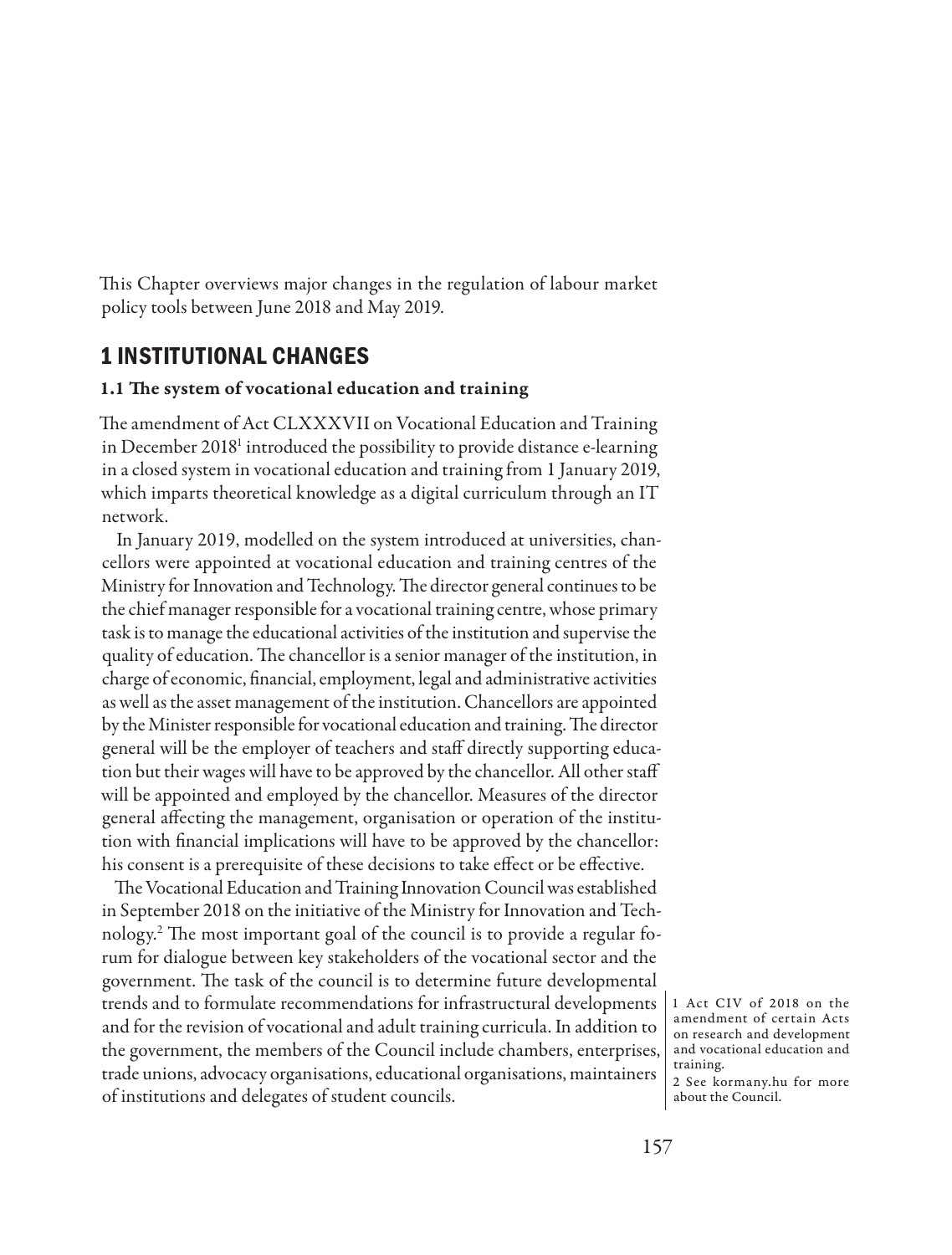This Chapter overviews major changes in the regulation of labour market policy tools between June 2018 and May 2019.

## 1 INSTITUTIONAL CHANGES

### 1.1 The system of vocational education and training

The amendment of Act CLXXXVII on Vocational Education and Training in December 2018[1] introduced the possibility to provide distance e-learning in a closed system in vocational education and training from 1 January 2019, which imparts theoretical knowledge as a digital curriculum through an IT network.

In January 2019, modelled on the system introduced at universities, chancellors were appointed at vocational education and training centres of the Ministry for Innovation and Technology. The director general continues to be the chief manager responsible for a vocational training centre, whose primary task is to manage the educational activities of the institution and supervise the quality of education. The chancellor is a senior manager of the institution, in charge of economic, financial, employment, legal and administrative activities as well as the asset management of the institution. Chancellors are appointed by the Minister responsible for vocational education and training. The director general will be the employer of teachers and staff directly supporting education but their wages will have to be approved by the chancellor. All other staff will be appointed and employed by the chancellor. Measures of the director general affecting the management, organisation or operation of the institution with financial implications will have to be approved by the chancellor: his consent is a prerequisite of these decisions to take effect or be effective.

The Vocational Education and Training Innovation Council was established in September 2018 on the initiative of the Ministry for Innovation and Technology.[2] The most important goal of the council is to provide a regular forum for dialogue between key stakeholders of the vocational sector and the government. The task of the council is to determine future developmental trends and to formulate recommendations for infrastructural developments and for the revision of vocational and adult training curricula. In addition to the government, the members of the Council include chambers, enterprises, trade unions, advocacy organisations, educational organisations, maintainers of institutions and delegates of student councils.

1 Act CIV of 2018 on the amendment of certain Acts on research and development and vocational education and training.

2 See kormany.hu for more about the Council.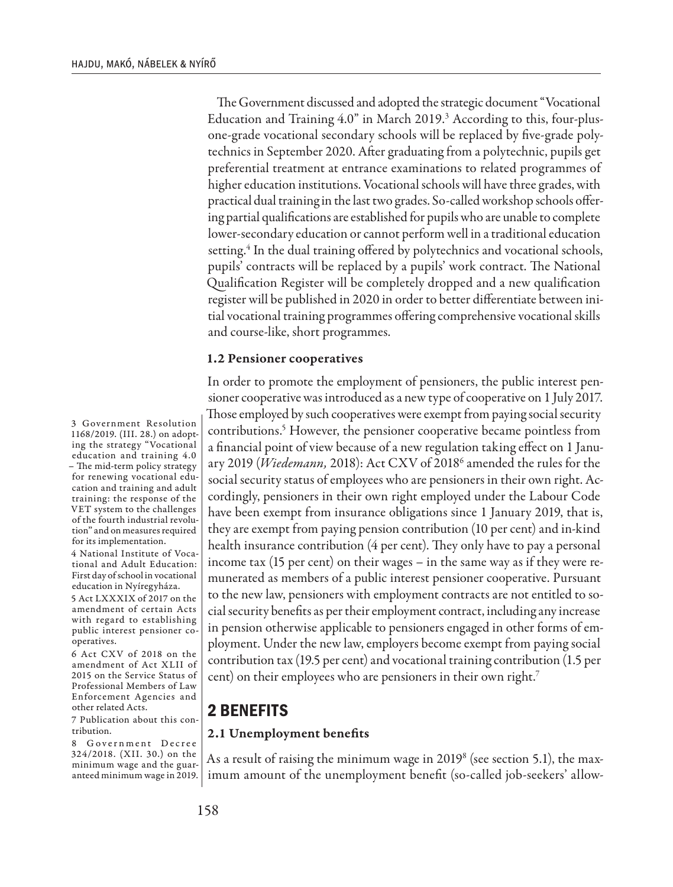The Government discussed and adopted the strategic document "Vocational Education and Training 4.0" in March 2019.[3] According to this, four-plus-one-grade vocational secondary schools will be replaced by five-grade polytechnics in September 2020. After graduating from a polytechnic, pupils get preferential treatment at entrance examinations to related programmes of higher education institutions. Vocational schools will have three grades, with practical dual training in the last two grades. So-called workshop schools offering partial qualifications are established for pupils who are unable to complete lower-secondary education or cannot perform well in a traditional education setting.[4] In the dual training offered by polytechnics and vocational schools, pupils' contracts will be replaced by a pupils' work contract. The National Qualification Register will be completely dropped and a new qualification register will be published in 2020 in order to better differentiate between initial vocational training programmes offering comprehensive vocational skills and course-like, short programmes.

### 1.2 Pensioner cooperatives

In order to promote the employment of pensioners, the public interest pensioner cooperative was introduced as a new type of cooperative on 1 July 2017. Those employed by such cooperatives were exempt from paying social security contributions.[5] However, the pensioner cooperative became pointless from a financial point of view because of a new regulation taking effect on 1 January 2019 (*Wiedemann,* 2018): Act CXV of 2018[6] amended the rules for the social security status of employees who are pensioners in their own right. Accordingly, pensioners in their own right employed under the Labour Code have been exempt from insurance obligations since 1 January 2019, that is, they are exempt from paying pension contribution (10 per cent) and in-kind health insurance contribution (4 per cent). They only have to pay a personal income tax (15 per cent) on their wages – in the same way as if they were remunerated as members of a public interest pensioner cooperative. Pursuant to the new law, pensioners with employment contracts are not entitled to social security benefits as per their employment contract, including any increase in pension otherwise applicable to pensioners engaged in other forms of employment. Under the new law, employers become exempt from paying social contribution tax (19.5 per cent) and vocational training contribution (1.5 per cent) on their employees who are pensioners in their own right.[7]

## 2 BENEFITS

### 2.1 Unemployment benefits

As a result of raising the minimum wage in 2019[8] (see section 5.1), the maximum amount of the unemployment benefit (so-called job-seekers' allow-

3 Government Resolution 1168/2019. (III. 28.) on adopting the strategy "Vocational education and training 4.0 – The mid-term policy strategy for renewing vocational education and training and adult training: the response of the VET system to the challenges of the fourth industrial revolution" and on measures required for its implementation.

4 National Institute of Vocational and Adult Education: First day of school in vocational education in Nyíregyháza.

5 Act LXXXIX of 2017 on the amendment of certain Acts with regard to establishing public interest pensioner cooperatives.

6 Act CXV of 2018 on the amendment of Act XLII of 2015 on the Service Status of Professional Members of Law Enforcement Agencies and other related Acts.

7 Publication about this contribution.

8 Government Decree 324/2018. (XII. 30.) on the minimum wage and the guaranteed minimum wage in 2019.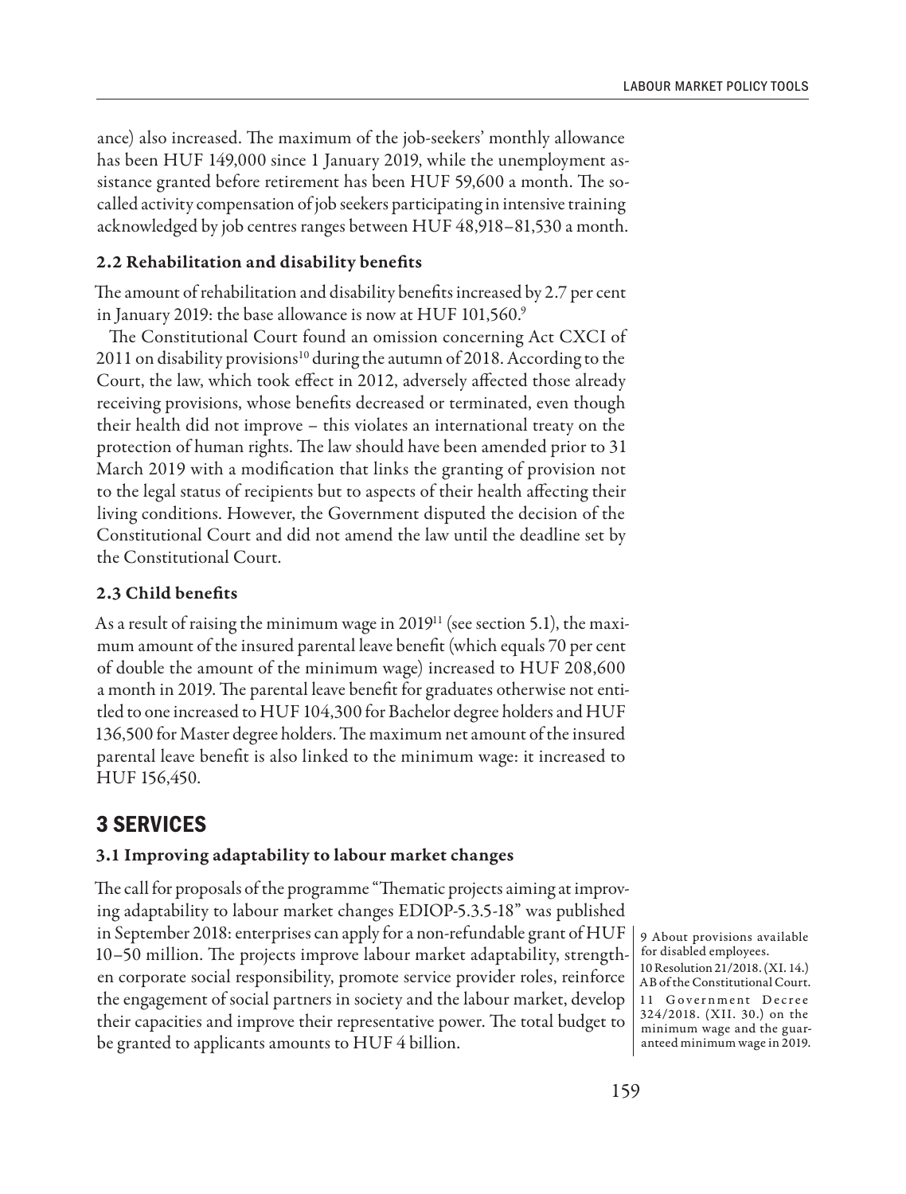ance) also increased. The maximum of the job-seekers' monthly allowance has been HUF 149,000 since 1 January 2019, while the unemployment assistance granted before retirement has been HUF 59,600 a month. The so-called activity compensation of job seekers participating in intensive training acknowledged by job centres ranges between HUF 48,918–81,530 a month.

### 2.2 Rehabilitation and disability benefits

The amount of rehabilitation and disability benefits increased by 2.7 per cent in January 2019: the base allowance is now at HUF 101,560.[9]

The Constitutional Court found an omission concerning Act CXCI of 2011 on disability provisions[10] during the autumn of 2018. According to the Court, the law, which took effect in 2012, adversely affected those already receiving provisions, whose benefits decreased or terminated, even though their health did not improve – this violates an international treaty on the protection of human rights. The law should have been amended prior to 31 March 2019 with a modification that links the granting of provision not to the legal status of recipients but to aspects of their health affecting their living conditions. However, the Government disputed the decision of the Constitutional Court and did not amend the law until the deadline set by the Constitutional Court.

### 2.3 Child benefits

As a result of raising the minimum wage in 2019[11] (see section 5.1), the maximum amount of the insured parental leave benefit (which equals 70 per cent of double the amount of the minimum wage) increased to HUF 208,600 a month in 2019. The parental leave benefit for graduates otherwise not entitled to one increased to HUF 104,300 for Bachelor degree holders and HUF 136,500 for Master degree holders. The maximum net amount of the insured parental leave benefit is also linked to the minimum wage: it increased to HUF 156,450.

## 3 SERVICES

### 3.1 Improving adaptability to labour market changes

The call for proposals of the programme "Thematic projects aiming at improving adaptability to labour market changes EDIOP-5.3.5-18" was published in September 2018: enterprises can apply for a non-refundable grant of HUF 10–50 million. The projects improve labour market adaptability, strengthen corporate social responsibility, promote service provider roles, reinforce the engagement of social partners in society and the labour market, develop their capacities and improve their representative power. The total budget to be granted to applicants amounts to HUF 4 billion.

9 About provisions available for disabled employees.

10 Resolution 21/2018. (XI. 14.) AB of the Constitutional Court.

11 Government Decree 324/2018. (XII. 30.) on the minimum wage and the guaranteed minimum wage in 2019.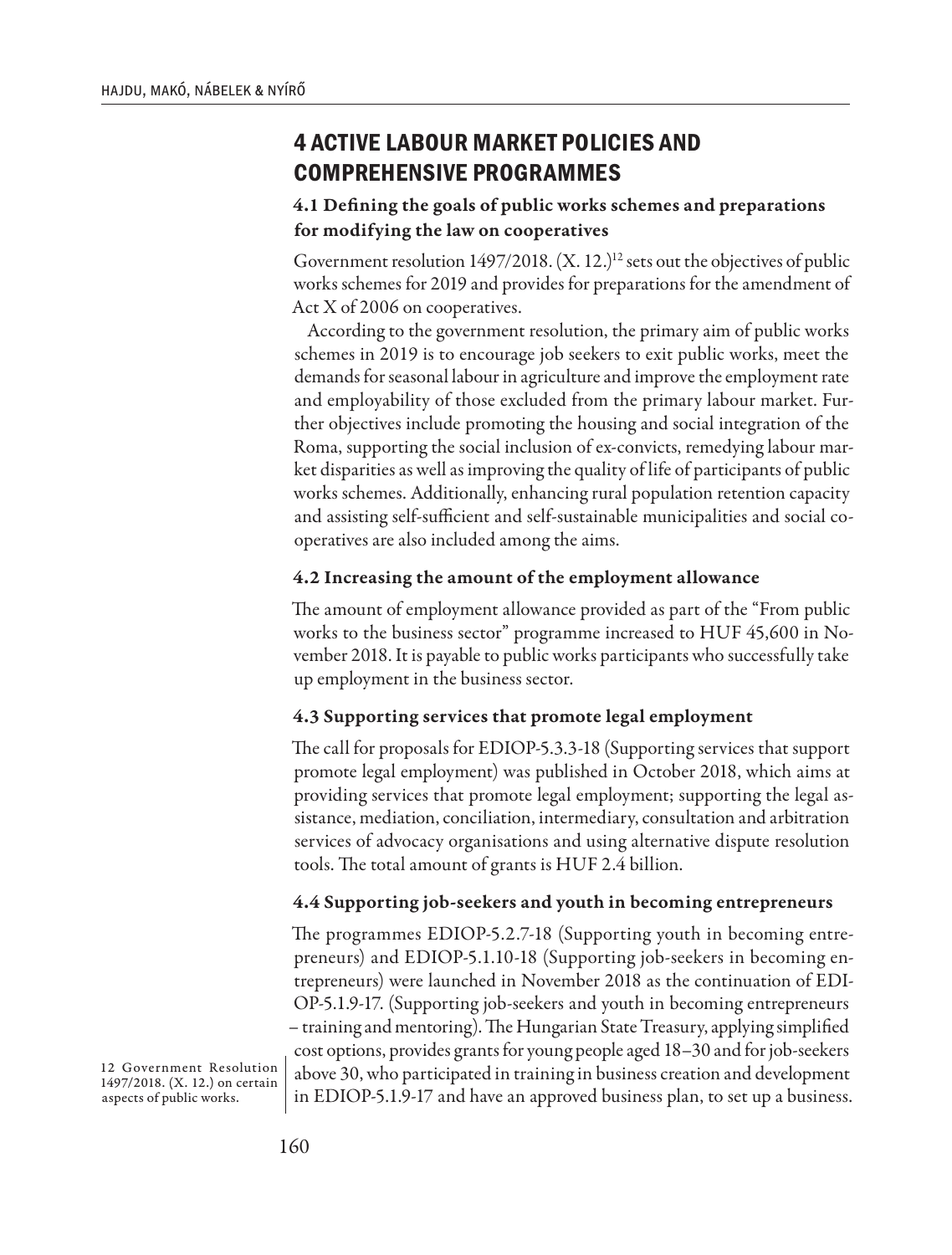# 4 ACTIVE LABOUR MARKET POLICIES AND COMPREHENSIVE PROGRAMMES

## 4.1 Defining the goals of public works schemes and preparations for modifying the law on cooperatives

Government resolution 1497/2018. (X. 12.)[12] sets out the objectives of public works schemes for 2019 and provides for preparations for the amendment of Act X of 2006 on cooperatives.

According to the government resolution, the primary aim of public works schemes in 2019 is to encourage job seekers to exit public works, meet the demands for seasonal labour in agriculture and improve the employment rate and employability of those excluded from the primary labour market. Further objectives include promoting the housing and social integration of the Roma, supporting the social inclusion of ex-convicts, remedying labour market disparities as well as improving the quality of life of participants of public works schemes. Additionally, enhancing rural population retention capacity and assisting self-sufficient and self-sustainable municipalities and social cooperatives are also included among the aims.

## 4.2 Increasing the amount of the employment allowance

The amount of employment allowance provided as part of the "From public works to the business sector" programme increased to HUF 45,600 in November 2018. It is payable to public works participants who successfully take up employment in the business sector.

## 4.3 Supporting services that promote legal employment

The call for proposals for EDIOP-5.3.3-18 (Supporting services that support promote legal employment) was published in October 2018, which aims at providing services that promote legal employment; supporting the legal assistance, mediation, conciliation, intermediary, consultation and arbitration services of advocacy organisations and using alternative dispute resolution tools. The total amount of grants is HUF 2.4 billion.

## 4.4 Supporting job-seekers and youth in becoming entrepreneurs

The programmes EDIOP-5.2.7-18 (Supporting youth in becoming entrepreneurs) and EDIOP-5.1.10-18 (Supporting job-seekers in becoming entrepreneurs) were launched in November 2018 as the continuation of EDIOP-5.1.9-17. (Supporting job-seekers and youth in becoming entrepreneurs – training and mentoring). The Hungarian State Treasury, applying simplified cost options, provides grants for young people aged 18–30 and for job-seekers above 30, who participated in training in business creation and development in EDIOP-5.1.9-17 and have an approved business plan, to set up a business.

12 Government Resolution 1497/2018. (X. 12.) on certain aspects of public works.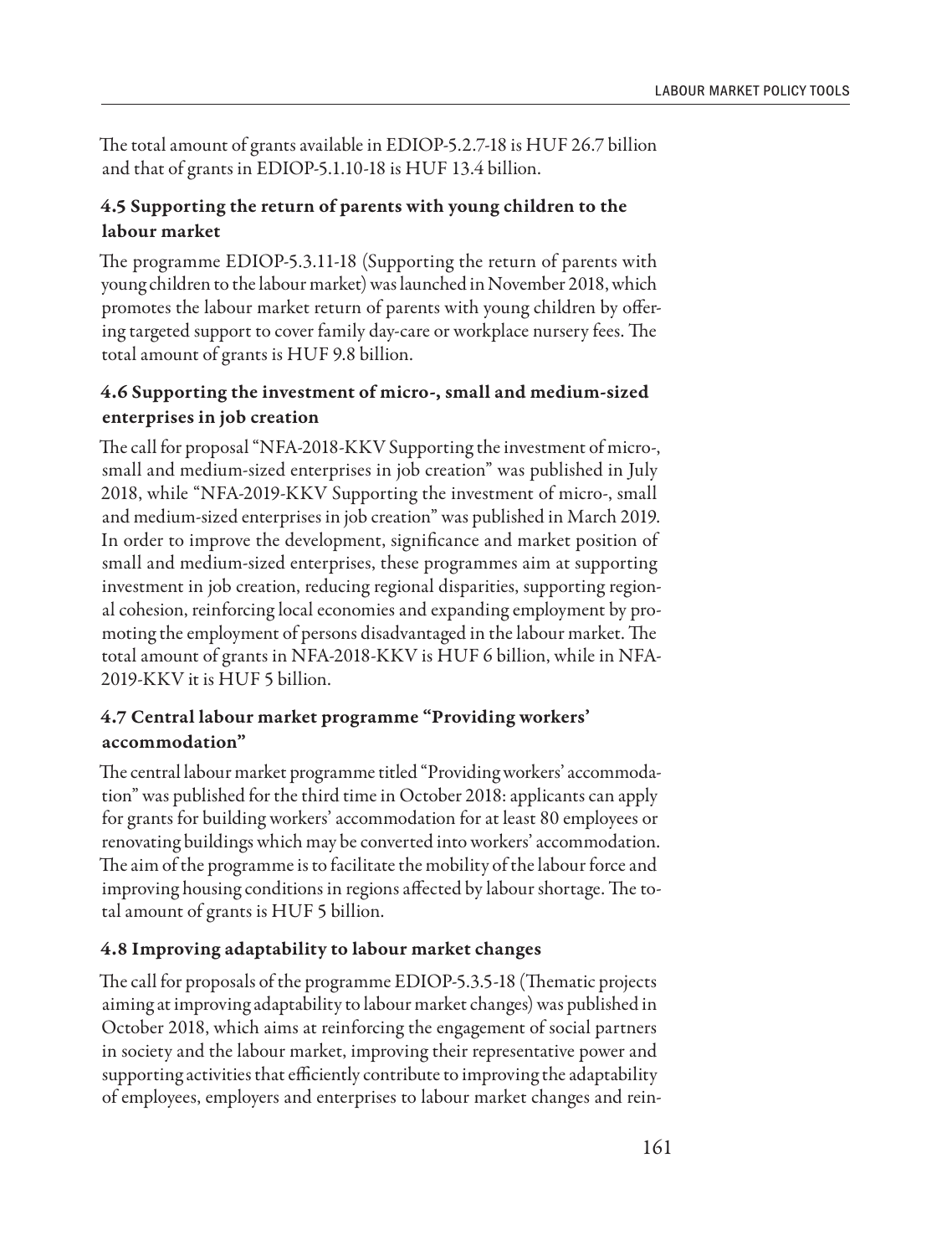The total amount of grants available in EDIOP-5.2.7-18 is HUF 26.7 billion and that of grants in EDIOP-5.1.10-18 is HUF 13.4 billion.

### 4.5 Supporting the return of parents with young children to the labour market

The programme EDIOP-5.3.11-18 (Supporting the return of parents with young children to the labour market) was launched in November 2018, which promotes the labour market return of parents with young children by offering targeted support to cover family day-care or workplace nursery fees. The total amount of grants is HUF 9.8 billion.

### 4.6 Supporting the investment of micro-, small and medium-sized enterprises in job creation

The call for proposal "NFA-2018-KKV Supporting the investment of micro-, small and medium-sized enterprises in job creation" was published in July 2018, while "NFA-2019-KKV Supporting the investment of micro-, small and medium-sized enterprises in job creation" was published in March 2019. In order to improve the development, significance and market position of small and medium-sized enterprises, these programmes aim at supporting investment in job creation, reducing regional disparities, supporting regional cohesion, reinforcing local economies and expanding employment by promoting the employment of persons disadvantaged in the labour market. The total amount of grants in NFA-2018-KKV is HUF 6 billion, while in NFA-2019-KKV it is HUF 5 billion.

### 4.7 Central labour market programme "Providing workers' accommodation"

The central labour market programme titled "Providing workers' accommodation" was published for the third time in October 2018: applicants can apply for grants for building workers' accommodation for at least 80 employees or renovating buildings which may be converted into workers' accommodation. The aim of the programme is to facilitate the mobility of the labour force and improving housing conditions in regions affected by labour shortage. The total amount of grants is HUF 5 billion.

### 4.8 Improving adaptability to labour market changes

The call for proposals of the programme EDIOP-5.3.5-18 (Thematic projects aiming at improving adaptability to labour market changes) was published in October 2018, which aims at reinforcing the engagement of social partners in society and the labour market, improving their representative power and supporting activities that efficiently contribute to improving the adaptability of employees, employers and enterprises to labour market changes and rein-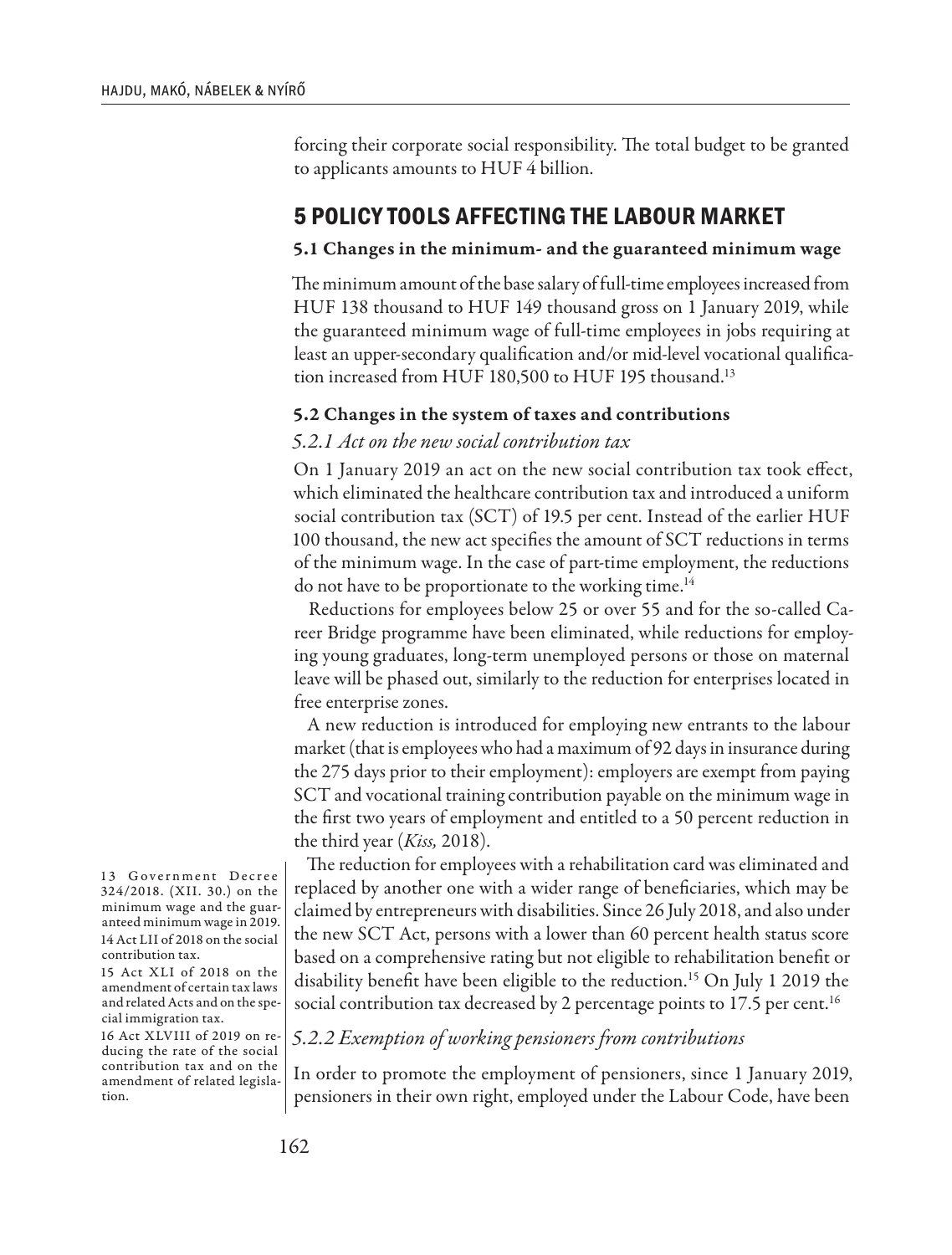forcing their corporate social responsibility. The total budget to be granted to applicants amounts to HUF 4 billion.

## 5 POLICY TOOLS AFFECTING THE LABOUR MARKET

### 5.1 Changes in the minimum- and the guaranteed minimum wage

The minimum amount of the base salary of full-time employees increased from HUF 138 thousand to HUF 149 thousand gross on 1 January 2019, while the guaranteed minimum wage of full-time employees in jobs requiring at least an upper-secondary qualification and/or mid-level vocational qualification increased from HUF 180,500 to HUF 195 thousand.[13]

### 5.2 Changes in the system of taxes and contributions

#### *5.2.1 Act on the new social contribution tax*

On 1 January 2019 an act on the new social contribution tax took effect, which eliminated the healthcare contribution tax and introduced a uniform social contribution tax (SCT) of 19.5 per cent. Instead of the earlier HUF 100 thousand, the new act specifies the amount of SCT reductions in terms of the minimum wage. In the case of part-time employment, the reductions do not have to be proportionate to the working time.[14]

Reductions for employees below 25 or over 55 and for the so-called Career Bridge programme have been eliminated, while reductions for employing young graduates, long-term unemployed persons or those on maternal leave will be phased out, similarly to the reduction for enterprises located in free enterprise zones.

A new reduction is introduced for employing new entrants to the labour market (that is employees who had a maximum of 92 days in insurance during the 275 days prior to their employment): employers are exempt from paying SCT and vocational training contribution payable on the minimum wage in the first two years of employment and entitled to a 50 percent reduction in the third year (*Kiss,* 2018).

The reduction for employees with a rehabilitation card was eliminated and replaced by another one with a wider range of beneficiaries, which may be claimed by entrepreneurs with disabilities. Since 26 July 2018, and also under the new SCT Act, persons with a lower than 60 percent health status score based on a comprehensive rating but not eligible to rehabilitation benefit or disability benefit have been eligible to the reduction.[15] On July 1 2019 the social contribution tax decreased by 2 percentage points to 17.5 per cent.[16]

#### *5.2.2 Exemption of working pensioners from contributions*

In order to promote the employment of pensioners, since 1 January 2019, pensioners in their own right, employed under the Labour Code, have been

13 Government Decree 324/2018. (XII. 30.) on the minimum wage and the guaranteed minimum wage in 2019.

14 Act LII of 2018 on the social contribution tax.

15 Act XLI of 2018 on the amendment of certain tax laws and related Acts and on the special immigration tax.

16 Act XLVIII of 2019 on reducing the rate of the social contribution tax and on the amendment of related legislation.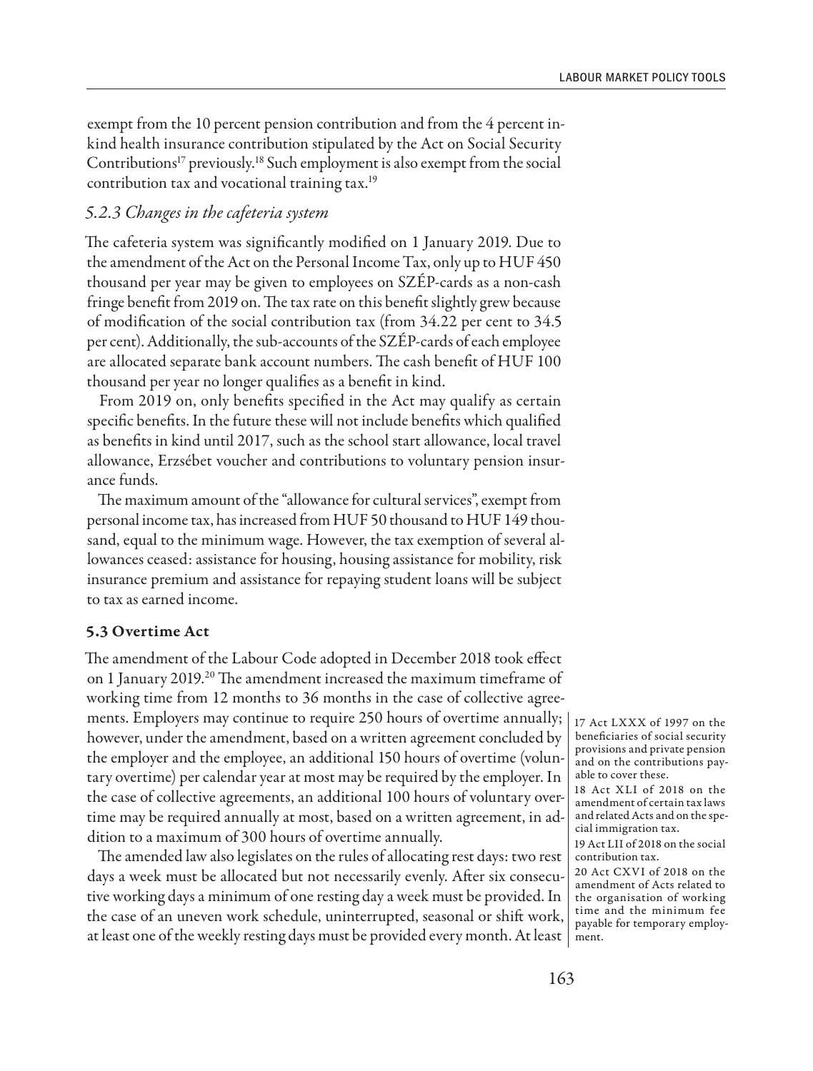exempt from the 10 percent pension contribution and from the 4 percent in-kind health insurance contribution stipulated by the Act on Social Security Contributions[17] previously.[18] Such employment is also exempt from the social contribution tax and vocational training tax.[19]

### *5.2.3 Changes in the cafeteria system*

The cafeteria system was significantly modified on 1 January 2019. Due to the amendment of the Act on the Personal Income Tax, only up to HUF 450 thousand per year may be given to employees on SZÉP-cards as a non-cash fringe benefit from 2019 on. The tax rate on this benefit slightly grew because of modification of the social contribution tax (from 34.22 per cent to 34.5 per cent). Additionally, the sub-accounts of the SZÉP-cards of each employee are allocated separate bank account numbers. The cash benefit of HUF 100 thousand per year no longer qualifies as a benefit in kind.

From 2019 on, only benefits specified in the Act may qualify as certain specific benefits. In the future these will not include benefits which qualified as benefits in kind until 2017, such as the school start allowance, local travel allowance, Erzsébet voucher and contributions to voluntary pension insurance funds.

The maximum amount of the "allowance for cultural services", exempt from personal income tax, has increased from HUF 50 thousand to HUF 149 thousand, equal to the minimum wage. However, the tax exemption of several allowances ceased: assistance for housing, housing assistance for mobility, risk insurance premium and assistance for repaying student loans will be subject to tax as earned income.

### 5.3 Overtime Act

The amendment of the Labour Code adopted in December 2018 took effect on 1 January 2019.[20] The amendment increased the maximum timeframe of working time from 12 months to 36 months in the case of collective agreements. Employers may continue to require 250 hours of overtime annually; however, under the amendment, based on a written agreement concluded by the employer and the employee, an additional 150 hours of overtime (voluntary overtime) per calendar year at most may be required by the employer. In the case of collective agreements, an additional 100 hours of voluntary overtime may be required annually at most, based on a written agreement, in addition to a maximum of 300 hours of overtime annually.

The amended law also legislates on the rules of allocating rest days: two rest days a week must be allocated but not necessarily evenly. After six consecutive working days a minimum of one resting day a week must be provided. In the case of an uneven work schedule, uninterrupted, seasonal or shift work, at least one of the weekly resting days must be provided every month. At least

---

17 Act LXXX of 1997 on the beneficiaries of social security provisions and private pension and on the contributions payable to cover these.

18 Act XLI of 2018 on the amendment of certain tax laws and related Acts and on the special immigration tax.

19 Act LII of 2018 on the social contribution tax.

20 Act CXVI of 2018 on the amendment of Acts related to the organisation of working time and the minimum fee payable for temporary employment.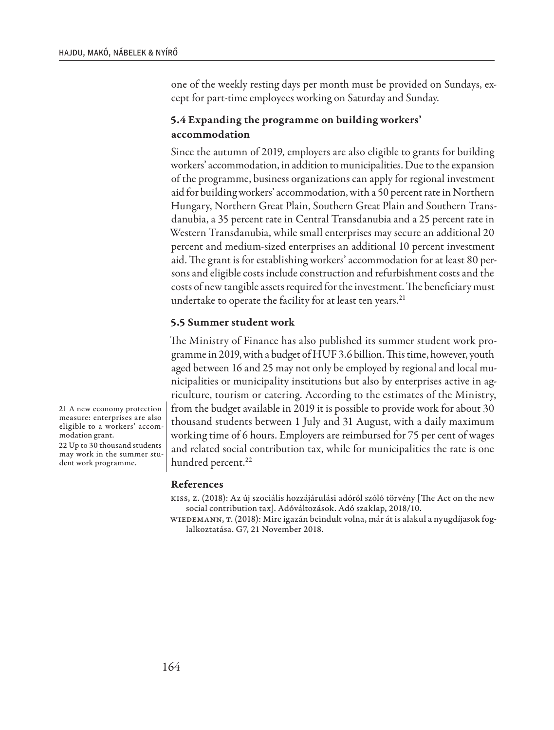one of the weekly resting days per month must be provided on Sundays, except for part-time employees working on Saturday and Sunday.

### 5.4 Expanding the programme on building workers' accommodation

Since the autumn of 2019, employers are also eligible to grants for building workers' accommodation, in addition to municipalities. Due to the expansion of the programme, business organizations can apply for regional investment aid for building workers' accommodation, with a 50 percent rate in Northern Hungary, Northern Great Plain, Southern Great Plain and Southern Transdanubia, a 35 percent rate in Central Transdanubia and a 25 percent rate in Western Transdanubia, while small enterprises may secure an additional 20 percent and medium-sized enterprises an additional 10 percent investment aid. The grant is for establishing workers' accommodation for at least 80 persons and eligible costs include construction and refurbishment costs and the costs of new tangible assets required for the investment. The beneficiary must undertake to operate the facility for at least ten years.[21]

### 5.5 Summer student work

The Ministry of Finance has also published its summer student work programme in 2019, with a budget of HUF 3.6 billion. This time, however, youth aged between 16 and 25 may not only be employed by regional and local municipalities or municipality institutions but also by enterprises active in agriculture, tourism or catering. According to the estimates of the Ministry, from the budget available in 2019 it is possible to provide work for about 30 thousand students between 1 July and 31 August, with a daily maximum working time of 6 hours. Employers are reimbursed for 75 per cent of wages and related social contribution tax, while for municipalities the rate is one hundred percent.[22]

21 A new economy protection measure: enterprises are also eligible to a workers' accommodation grant.

22 Up to 30 thousand students may work in the summer student work programme.

### References

Kiss, Z. (2018): Az új szociális hozzájárulási adóról szóló törvény [The Act on the new social contribution tax]. Adóváltozások. Adó szaklap, 2018/10.

Wiedemann, T. (2018): Mire igazán beindult volna, már át is alakul a nyugdíjasok foglalkoztatása. G7, 21 November 2018.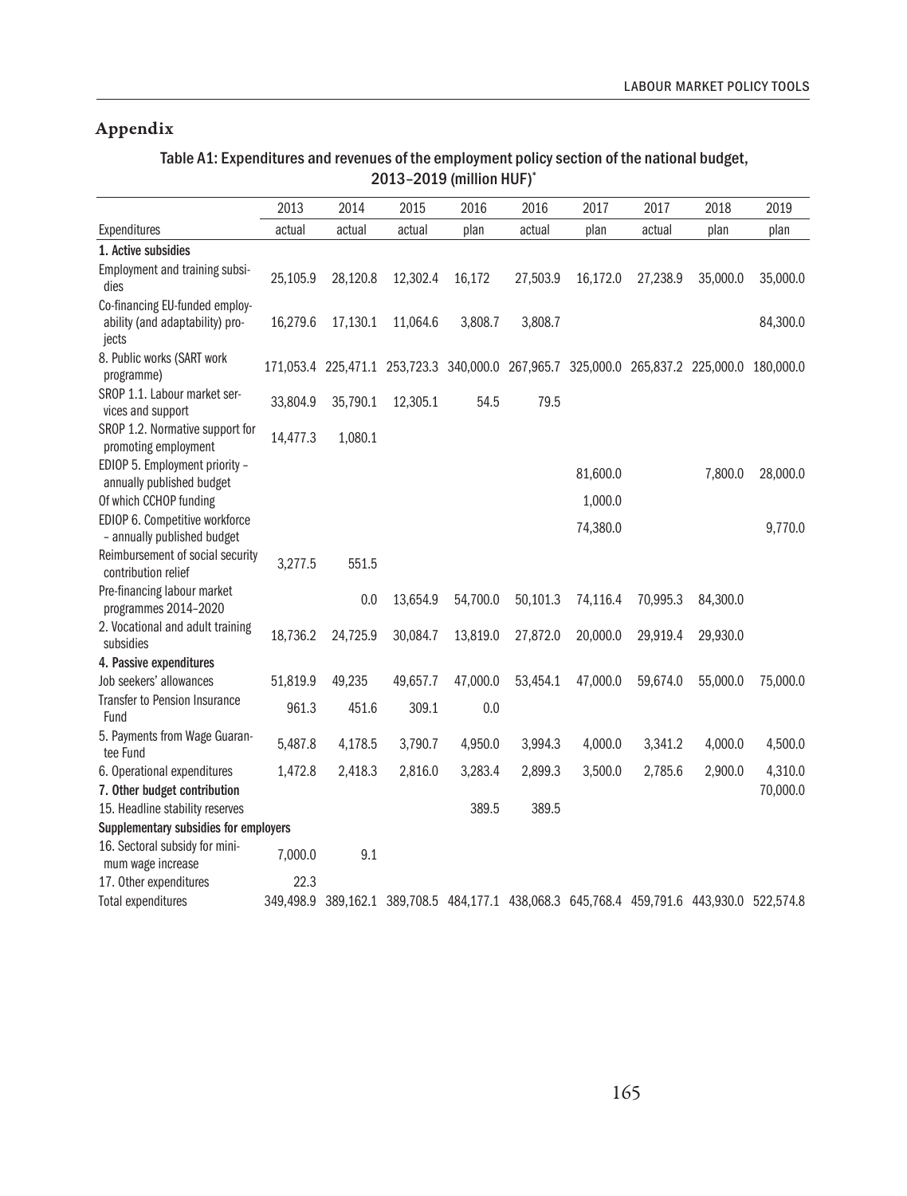## Appendix

Table A1: Expenditures and revenues of the employment policy section of the national budget, 2013–2019 (million HUF)*

| | 2013 | 2014 | 2015 | 2016 | 2016 | 2017 | 2017 | 2018 | 2019 |
|---|---|---|---|---|---|---|---|---|---|
| Expenditures | actual | actual | actual | plan | actual | plan | actual | plan | plan |
| **1. Active subsidies** | | | | | | | | | |
| Employment and training subsidies | 25,105.9 | 28,120.8 | 12,302.4 | 16,172 | 27,503.9 | 16,172.0 | 27,238.9 | 35,000.0 | 35,000.0 |
| Co-financing EU-funded employability (and adaptability) projects | 16,279.6 | 17,130.1 | 11,064.6 | 3,808.7 | 3,808.7 | | | | 84,300.0 |
| 8. Public works (SART work programme) | 171,053.4 | 225,471.1 | 253,723.3 | 340,000.0 | 267,965.7 | 325,000.0 | 265,837.2 | 225,000.0 | 180,000.0 |
| SROP 1.1. Labour market services and support | 33,804.9 | 35,790.1 | 12,305.1 | 54.5 | 79.5 | | | | |
| SROP 1.2. Normative support for promoting employment | 14,477.3 | 1,080.1 | | | | | | | |
| EDIOP 5. Employment priority – annually published budget | | | | | | 81,600.0 | | 7,800.0 | 28,000.0 |
| Of which CCHOP funding | | | | | | 1,000.0 | | | |
| EDIOP 6. Competitive workforce – annually published budget | | | | | | 74,380.0 | | | 9,770.0 |
| Reimbursement of social security contribution relief | 3,277.5 | 551.5 | | | | | | | |
| Pre-financing labour market programmes 2014–2020 | | 0.0 | 13,654.9 | 54,700.0 | 50,101.3 | 74,116.4 | 70,995.3 | 84,300.0 | |
| 2. Vocational and adult training subsidies | 18,736.2 | 24,725.9 | 30,084.7 | 13,819.0 | 27,872.0 | 20,000.0 | 29,919.4 | 29,930.0 | |
| **4. Passive expenditures** | | | | | | | | | |
| Job seekers' allowances | 51,819.9 | 49,235 | 49,657.7 | 47,000.0 | 53,454.1 | 47,000.0 | 59,674.0 | 55,000.0 | 75,000.0 |
| Transfer to Pension Insurance Fund | 961.3 | 451.6 | 309.1 | 0.0 | | | | | |
| 5. Payments from Wage Guarantee Fund | 5,487.8 | 4,178.5 | 3,790.7 | 4,950.0 | 3,994.3 | 4,000.0 | 3,341.2 | 4,000.0 | 4,500.0 |
| 6. Operational expenditures | 1,472.8 | 2,418.3 | 2,816.0 | 3,283.4 | 2,899.3 | 3,500.0 | 2,785.6 | 2,900.0 | 4,310.0 |
| **7. Other budget contribution** | | | | | | | | | 70,000.0 |
| 15. Headline stability reserves | | | | 389.5 | 389.5 | | | | |
| **Supplementary subsidies for employers** | | | | | | | | | |
| 16. Sectoral subsidy for minimum wage increase | 7,000.0 | 9.1 | | | | | | | |
| 17. Other expenditures | 22.3 | | | | | | | | |
| Total expenditures | 349,498.9 | 389,162.1 | 389,708.5 | 484,177.1 | 438,068.3 | 645,768.4 | 459,791.6 | 443,930.0 | 522,574.8 |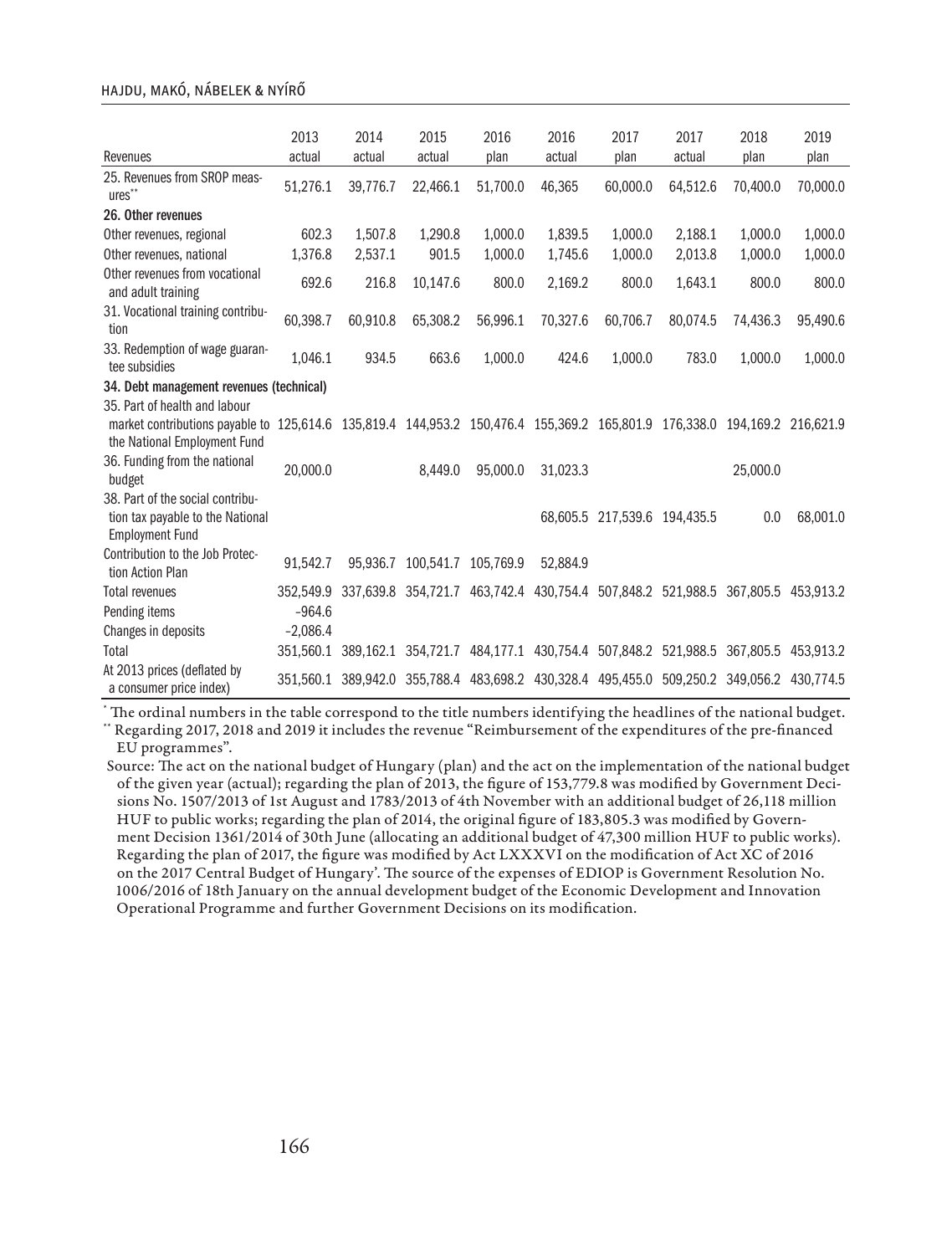| Revenues | 2013 actual | 2014 actual | 2015 actual | 2016 plan | 2016 actual | 2017 plan | 2017 actual | 2018 plan | 2019 plan |
|---|---|---|---|---|---|---|---|---|---|
| 25. Revenues from SROP measures** | 51,276.1 | 39,776.7 | 22,466.1 | 51,700.0 | 46,365 | 60,000.0 | 64,512.6 | 70,400.0 | 70,000.0 |
| **26. Other revenues** | | | | | | | | | |
| Other revenues, regional | 602.3 | 1,507.8 | 1,290.8 | 1,000.0 | 1,839.5 | 1,000.0 | 2,188.1 | 1,000.0 | 1,000.0 |
| Other revenues, national | 1,376.8 | 2,537.1 | 901.5 | 1,000.0 | 1,745.6 | 1,000.0 | 2,013.8 | 1,000.0 | 1,000.0 |
| Other revenues from vocational and adult training | 692.6 | 216.8 | 10,147.6 | 800.0 | 2,169.2 | 800.0 | 1,643.1 | 800.0 | 800.0 |
| 31. Vocational training contribution | 60,398.7 | 60,910.8 | 65,308.2 | 56,996.1 | 70,327.6 | 60,706.7 | 80,074.5 | 74,436.3 | 95,490.6 |
| 33. Redemption of wage guarantee subsidies | 1,046.1 | 934.5 | 663.6 | 1,000.0 | 424.6 | 1,000.0 | 783.0 | 1,000.0 | 1,000.0 |
| **34. Debt management revenues (technical)** | | | | | | | | | |
| 35. Part of health and labour market contributions payable to the National Employment Fund | 125,614.6 | 135,819.4 | 144,953.2 | 150,476.4 | 155,369.2 | 165,801.9 | 176,338.0 | 194,169.2 | 216,621.9 |
| 36. Funding from the national budget | 20,000.0 | | 8,449.0 | 95,000.0 | 31,023.3 | | | 25,000.0 | |
| 38. Part of the social contribution tax payable to the National Employment Fund | | | | | 68,605.5 | 217,539.6 | 194,435.5 | 0.0 | 68,001.0 |
| Contribution to the Job Protection Action Plan | 91,542.7 | 95,936.7 | 100,541.7 | 105,769.9 | 52,884.9 | | | | |
| Total revenues | 352,549.9 | 337,639.8 | 354,721.7 | 463,742.4 | 430,754.4 | 507,848.2 | 521,988.5 | 367,805.5 | 453,913.2 |
| Pending items | −964.6 | | | | | | | | |
| Changes in deposits | −2,086.4 | | | | | | | | |
| Total | 351,560.1 | 389,162.1 | 354,721.7 | 484,177.1 | 430,754.4 | 507,848.2 | 521,988.5 | 367,805.5 | 453,913.2 |
| At 2013 prices (deflated by a consumer price index) | 351,560.1 | 389,942.0 | 355,788.4 | 483,698.2 | 430,328.4 | 495,455.0 | 509,250.2 | 349,056.2 | 430,774.5 |

\* The ordinal numbers in the table correspond to the title numbers identifying the headlines of the national budget.

** Regarding 2017, 2018 and 2019 it includes the revenue "Reimbursement of the expenditures of the pre-financed EU programmes".

Source: The act on the national budget of Hungary (plan) and the act on the implementation of the national budget of the given year (actual); regarding the plan of 2013, the figure of 153,779.8 was modified by Government Decisions No. 1507/2013 of 1st August and 1783/2013 of 4th November with an additional budget of 26,118 million HUF to public works; regarding the plan of 2014, the original figure of 183,805.3 was modified by Government Decision 1361/2014 of 30th June (allocating an additional budget of 47,300 million HUF to public works). Regarding the plan of 2017, the figure was modified by Act LXXXVI on the modification of Act XC of 2016 on the 2017 Central Budget of Hungary'. The source of the expenses of EDIOP is Government Resolution No. 1006/2016 of 18th January on the annual development budget of the Economic Development and Innovation Operational Programme and further Government Decisions on its modification.